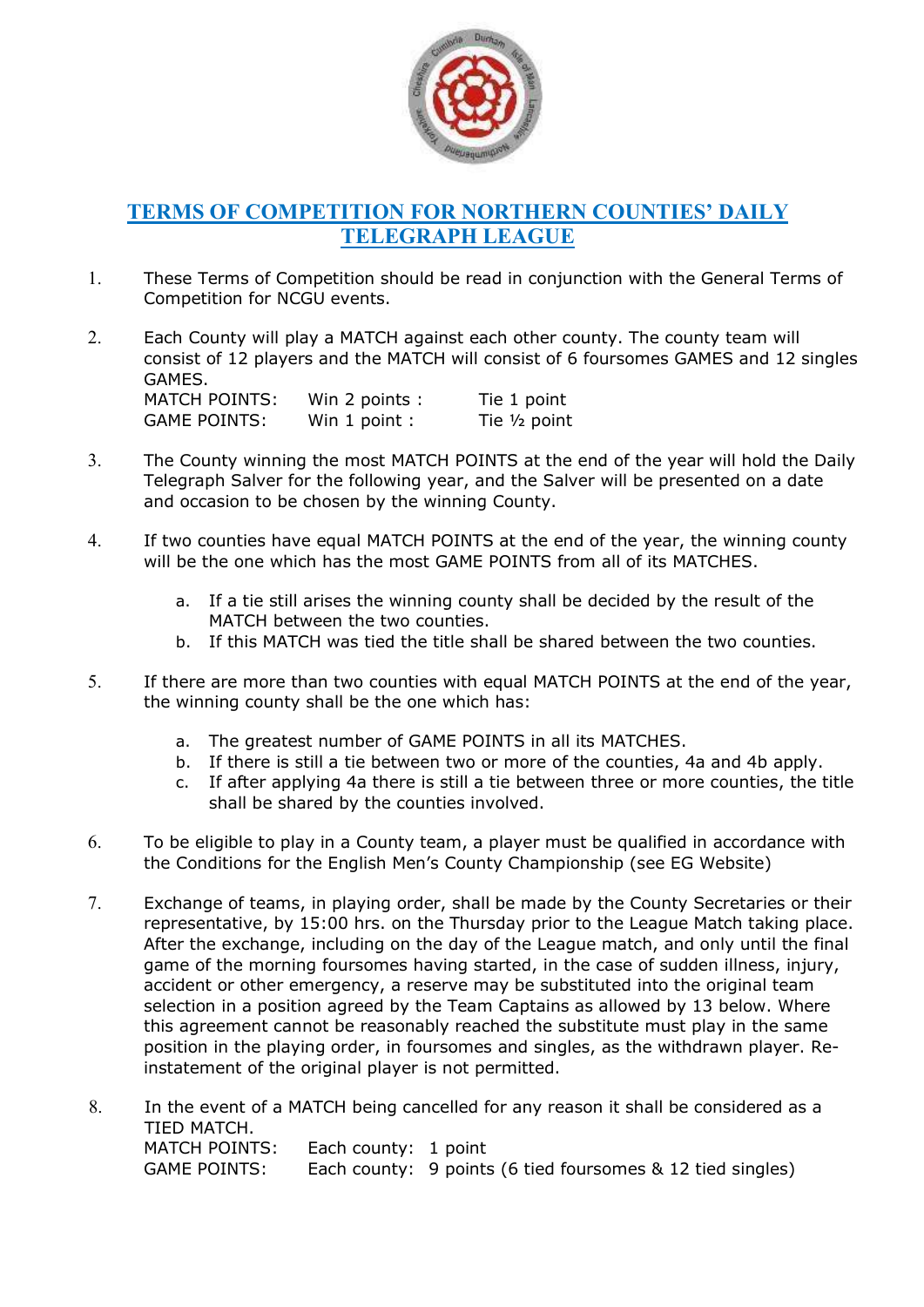# TERMS OF COMPETITION FOR NORTHERN COUNTIES' DAILY TELEGRAPH LEAGUE

1. These Terms of Competition should be read in conjunction with the General Terms of Competition for NCGU events.

2. Each County will play a MATCH against each other county. The county team will consist of 12 players and the MATCH will consist of 6 foursomes GAMES and 12 singles GAMES.

   | | | |
   |---|---|---|
   | MATCH POINTS: | Win 2 points : | Tie 1 point |
   | GAME POINTS: | Win 1 point : | Tie ½ point |

3. The County winning the most MATCH POINTS at the end of the year will hold the Daily Telegraph Salver for the following year, and the Salver will be presented on a date and occasion to be chosen by the winning County.

4. If two counties have equal MATCH POINTS at the end of the year, the winning county will be the one which has the most GAME POINTS from all of its MATCHES.
   a. If a tie still arises the winning county shall be decided by the result of the MATCH between the two counties.
   b. If this MATCH was tied the title shall be shared between the two counties.

5. If there are more than two counties with equal MATCH POINTS at the end of the year, the winning county shall be the one which has:
   a. The greatest number of GAME POINTS in all its MATCHES.
   b. If there is still a tie between two or more of the counties, 4a and 4b apply.
   c. If after applying 4a there is still a tie between three or more counties, the title shall be shared by the counties involved.

6. To be eligible to play in a County team, a player must be qualified in accordance with the Conditions for the English Men's County Championship (see EG Website)

7. Exchange of teams, in playing order, shall be made by the County Secretaries or their representative, by 15:00 hrs. on the Thursday prior to the League Match taking place. After the exchange, including on the day of the League match, and only until the final game of the morning foursomes having started, in the case of sudden illness, injury, accident or other emergency, a reserve may be substituted into the original team selection in a position agreed by the Team Captains as allowed by 13 below. Where this agreement cannot be reasonably reached the substitute must play in the same position in the playing order, in foursomes and singles, as the withdrawn player. Re-instatement of the original player is not permitted.

8. In the event of a MATCH being cancelled for any reason it shall be considered as a TIED MATCH.

   | | | |
   |---|---|---|
   | MATCH POINTS: | Each county: | 1 point |
   | GAME POINTS: | Each county: | 9 points (6 tied foursomes & 12 tied singles) |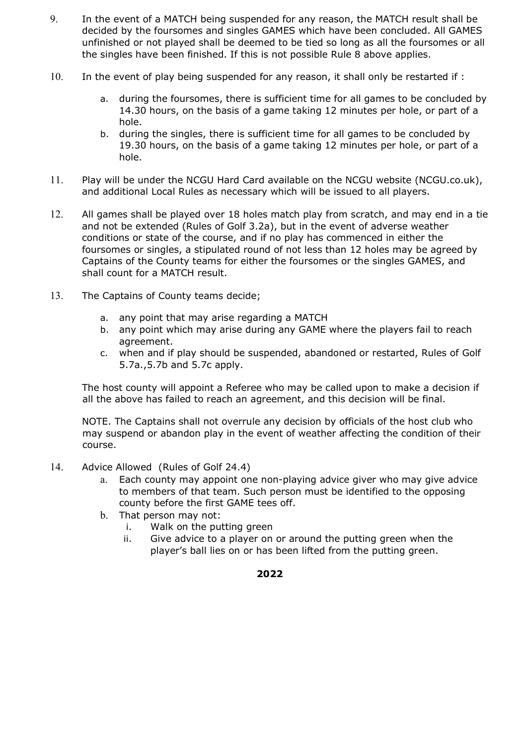9. In the event of a MATCH being suspended for any reason, the MATCH result shall be decided by the foursomes and singles GAMES which have been concluded. All GAMES unfinished or not played shall be deemed to be tied so long as all the foursomes or all the singles have been finished. If this is not possible Rule 8 above applies.

10. In the event of play being suspended for any reason, it shall only be restarted if :

    a. during the foursomes, there is sufficient time for all games to be concluded by 14.30 hours, on the basis of a game taking 12 minutes per hole, or part of a hole.
    b. during the singles, there is sufficient time for all games to be concluded by 19.30 hours, on the basis of a game taking 12 minutes per hole, or part of a hole.

11. Play will be under the NCGU Hard Card available on the NCGU website (NCGU.co.uk), and additional Local Rules as necessary which will be issued to all players.

12. All games shall be played over 18 holes match play from scratch, and may end in a tie and not be extended (Rules of Golf 3.2a), but in the event of adverse weather conditions or state of the course, and if no play has commenced in either the foursomes or singles, a stipulated round of not less than 12 holes may be agreed by Captains of the County teams for either the foursomes or the singles GAMES, and shall count for a MATCH result.

13. The Captains of County teams decide;

    a. any point that may arise regarding a MATCH
    b. any point which may arise during any GAME where the players fail to reach agreement.
    c. when and if play should be suspended, abandoned or restarted, Rules of Golf 5.7a.,5.7b and 5.7c apply.

    The host county will appoint a Referee who may be called upon to make a decision if all the above has failed to reach an agreement, and this decision will be final.

    NOTE. The Captains shall not overrule any decision by officials of the host club who may suspend or abandon play in the event of weather affecting the condition of their course.

14. Advice Allowed (Rules of Golf 24.4)
    a. Each county may appoint one non-playing advice giver who may give advice to members of that team. Such person must be identified to the opposing county before the first GAME tees off.
    b. That person may not:
        i. Walk on the putting green
        ii. Give advice to a player on or around the putting green when the player's ball lies on or has been lifted from the putting green.

**2022**